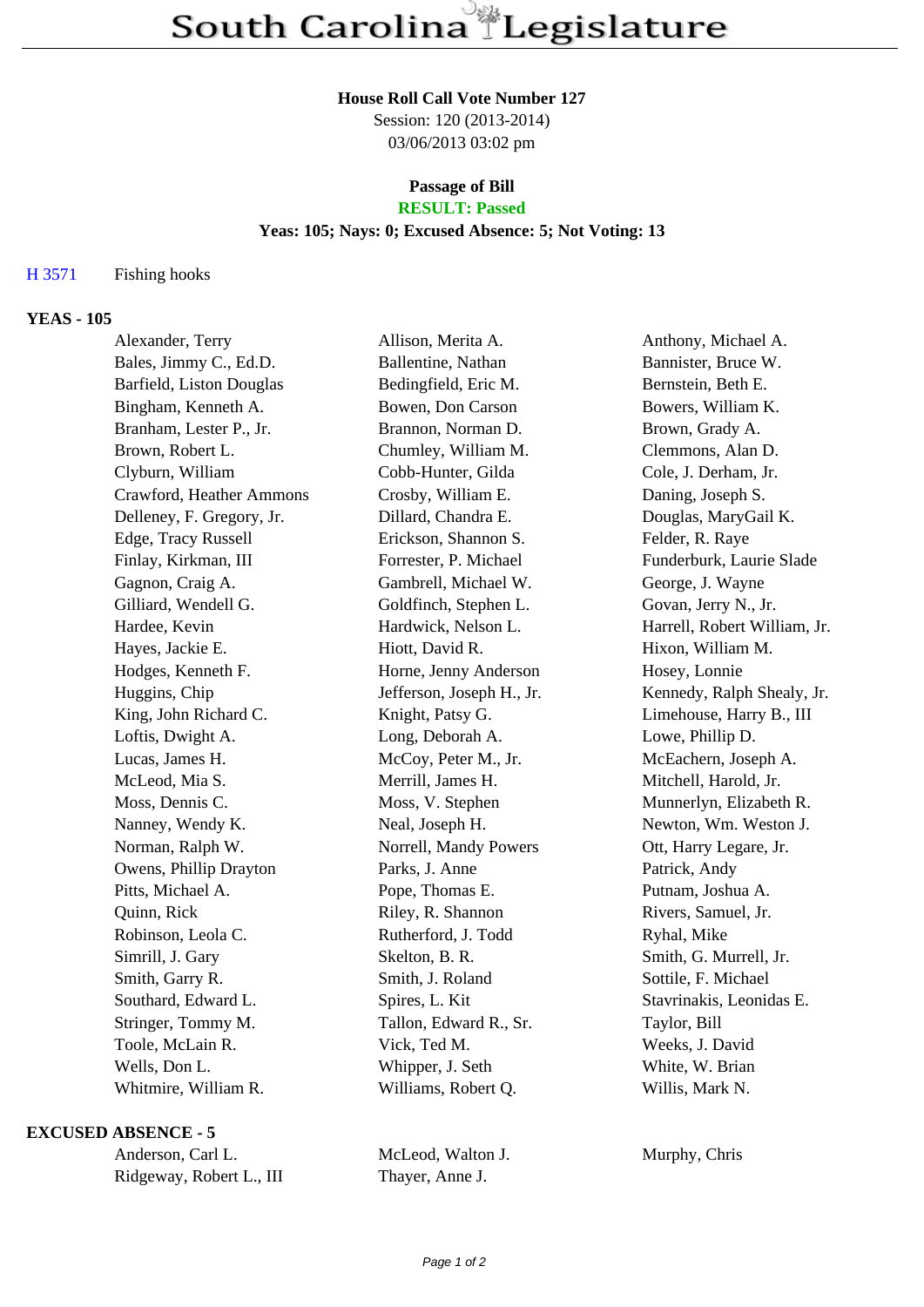# South Carolina Legislature

**House Roll Call Vote Number 127**

Session: 120 (2013-2014)

03/06/2013 03:02 pm

**Passage of Bill**

**RESULT: Passed**

**Yeas: 105; Nays: 0; Excused Absence: 5; Not Voting: 13**

H 3571 Fishing hooks

**YEAS - 105**

| | | |
|---|---|---|
| Alexander, Terry | Allison, Merita A. | Anthony, Michael A. |
| Bales, Jimmy C., Ed.D. | Ballentine, Nathan | Bannister, Bruce W. |
| Barfield, Liston Douglas | Bedingfield, Eric M. | Bernstein, Beth E. |
| Bingham, Kenneth A. | Bowen, Don Carson | Bowers, William K. |
| Branham, Lester P., Jr. | Brannon, Norman D. | Brown, Grady A. |
| Brown, Robert L. | Chumley, William M. | Clemmons, Alan D. |
| Clyburn, William | Cobb-Hunter, Gilda | Cole, J. Derham, Jr. |
| Crawford, Heather Ammons | Crosby, William E. | Daning, Joseph S. |
| Delleney, F. Gregory, Jr. | Dillard, Chandra E. | Douglas, MaryGail K. |
| Edge, Tracy Russell | Erickson, Shannon S. | Felder, R. Raye |
| Finlay, Kirkman, III | Forrester, P. Michael | Funderburk, Laurie Slade |
| Gagnon, Craig A. | Gambrell, Michael W. | George, J. Wayne |
| Gilliard, Wendell G. | Goldfinch, Stephen L. | Govan, Jerry N., Jr. |
| Hardee, Kevin | Hardwick, Nelson L. | Harrell, Robert William, Jr. |
| Hayes, Jackie E. | Hiott, David R. | Hixon, William M. |
| Hodges, Kenneth F. | Horne, Jenny Anderson | Hosey, Lonnie |
| Huggins, Chip | Jefferson, Joseph H., Jr. | Kennedy, Ralph Shealy, Jr. |
| King, John Richard C. | Knight, Patsy G. | Limehouse, Harry B., III |
| Loftis, Dwight A. | Long, Deborah A. | Lowe, Phillip D. |
| Lucas, James H. | McCoy, Peter M., Jr. | McEachern, Joseph A. |
| McLeod, Mia S. | Merrill, James H. | Mitchell, Harold, Jr. |
| Moss, Dennis C. | Moss, V. Stephen | Munnerlyn, Elizabeth R. |
| Nanney, Wendy K. | Neal, Joseph H. | Newton, Wm. Weston J. |
| Norman, Ralph W. | Norrell, Mandy Powers | Ott, Harry Legare, Jr. |
| Owens, Phillip Drayton | Parks, J. Anne | Patrick, Andy |
| Pitts, Michael A. | Pope, Thomas E. | Putnam, Joshua A. |
| Quinn, Rick | Riley, R. Shannon | Rivers, Samuel, Jr. |
| Robinson, Leola C. | Rutherford, J. Todd | Ryhal, Mike |
| Simrill, J. Gary | Skelton, B. R. | Smith, G. Murrell, Jr. |
| Smith, Garry R. | Smith, J. Roland | Sottile, F. Michael |
| Southard, Edward L. | Spires, L. Kit | Stavrinakis, Leonidas E. |
| Stringer, Tommy M. | Tallon, Edward R., Sr. | Taylor, Bill |
| Toole, McLain R. | Vick, Ted M. | Weeks, J. David |
| Wells, Don L. | Whipper, J. Seth | White, W. Brian |
| Whitmire, William R. | Williams, Robert Q. | Willis, Mark N. |

**EXCUSED ABSENCE - 5**

| | | |
|---|---|---|
| Anderson, Carl L. | McLeod, Walton J. | Murphy, Chris |
| Ridgeway, Robert L., III | Thayer, Anne J. | |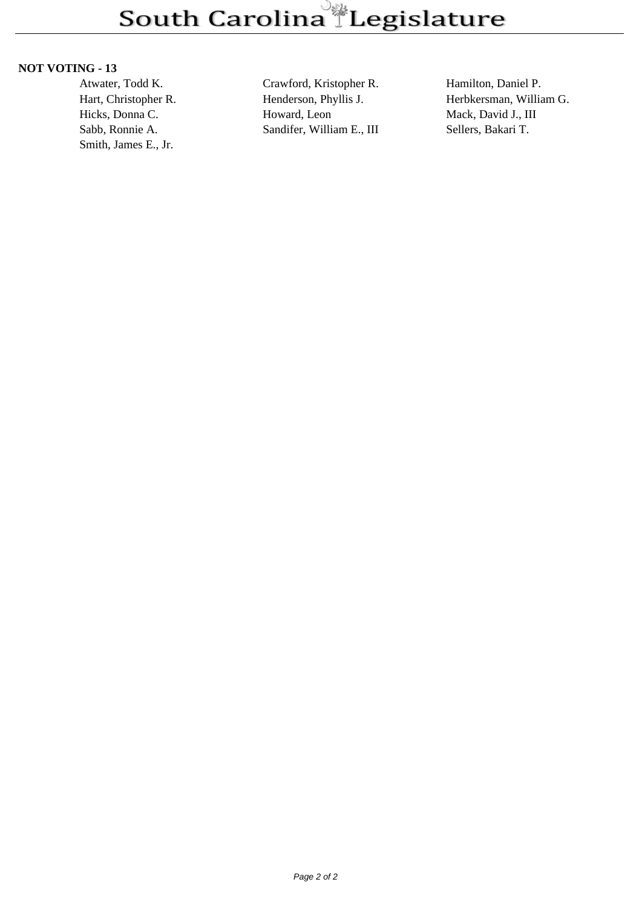**NOT VOTING - 13**

| | | |
|---|---|---|
| Atwater, Todd K. | Crawford, Kristopher R. | Hamilton, Daniel P. |
| Hart, Christopher R. | Henderson, Phyllis J. | Herbkersman, William G. |
| Hicks, Donna C. | Howard, Leon | Mack, David J., III |
| Sabb, Ronnie A. | Sandifer, William E., III | Sellers, Bakari T. |
| Smith, James E., Jr. | | |